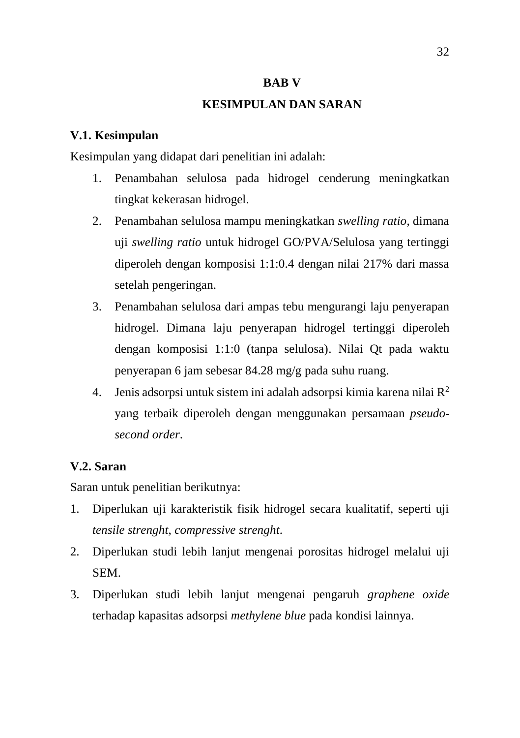# BAB V

# KESIMPULAN DAN SARAN

## V.1. Kesimpulan

Kesimpulan yang didapat dari penelitian ini adalah:

1. Penambahan selulosa pada hidrogel cenderung meningkatkan tingkat kekerasan hidrogel.
2. Penambahan selulosa mampu meningkatkan *swelling ratio*, dimana uji *swelling ratio* untuk hidrogel GO/PVA/Selulosa yang tertinggi diperoleh dengan komposisi 1:1:0.4 dengan nilai 217% dari massa setelah pengeringan.
3. Penambahan selulosa dari ampas tebu mengurangi laju penyerapan hidrogel. Dimana laju penyerapan hidrogel tertinggi diperoleh dengan komposisi 1:1:0 (tanpa selulosa). Nilai Qt pada waktu penyerapan 6 jam sebesar 84.28 mg/g pada suhu ruang.
4. Jenis adsorpsi untuk sistem ini adalah adsorpsi kimia karena nilai $R^2$ yang terbaik diperoleh dengan menggunakan persamaan *pseudo-second order*.

## V.2. Saran

Saran untuk penelitian berikutnya:

1. Diperlukan uji karakteristik fisik hidrogel secara kualitatif, seperti uji *tensile strenght*, *compressive strenght*.
2. Diperlukan studi lebih lanjut mengenai porositas hidrogel melalui uji SEM.
3. Diperlukan studi lebih lanjut mengenai pengaruh *graphene oxide* terhadap kapasitas adsorpsi *methylene blue* pada kondisi lainnya.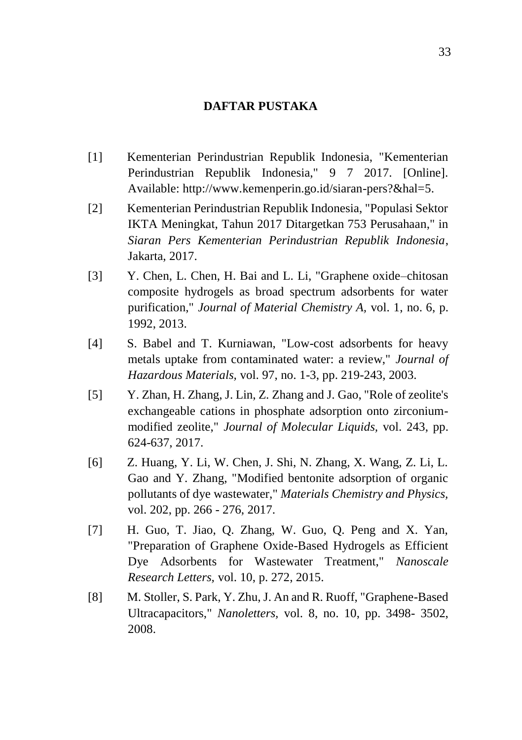# DAFTAR PUSTAKA

[1] Kementerian Perindustrian Republik Indonesia, "Kementerian Perindustrian Republik Indonesia," 9 7 2017. [Online]. Available: http://www.kemenperin.go.id/siaran-pers?&hal=5.

[2] Kementerian Perindustrian Republik Indonesia, "Populasi Sektor IKTA Meningkat, Tahun 2017 Ditargetkan 753 Perusahaan," in *Siaran Pers Kementerian Perindustrian Republik Indonesia*, Jakarta, 2017.

[3] Y. Chen, L. Chen, H. Bai and L. Li, "Graphene oxide–chitosan composite hydrogels as broad spectrum adsorbents for water purification," *Journal of Material Chemistry A,* vol. 1, no. 6, p. 1992, 2013.

[4] S. Babel and T. Kurniawan, "Low-cost adsorbents for heavy metals uptake from contaminated water: a review," *Journal of Hazardous Materials,* vol. 97, no. 1-3, pp. 219-243, 2003.

[5] Y. Zhan, H. Zhang, J. Lin, Z. Zhang and J. Gao, "Role of zeolite's exchangeable cations in phosphate adsorption onto zirconium-modified zeolite," *Journal of Molecular Liquids,* vol. 243, pp. 624-637, 2017.

[6] Z. Huang, Y. Li, W. Chen, J. Shi, N. Zhang, X. Wang, Z. Li, L. Gao and Y. Zhang, "Modified bentonite adsorption of organic pollutants of dye wastewater," *Materials Chemistry and Physics,* vol. 202, pp. 266 - 276, 2017.

[7] H. Guo, T. Jiao, Q. Zhang, W. Guo, Q. Peng and X. Yan, "Preparation of Graphene Oxide-Based Hydrogels as Efficient Dye Adsorbents for Wastewater Treatment," *Nanoscale Research Letters,* vol. 10, p. 272, 2015.

[8] M. Stoller, S. Park, Y. Zhu, J. An and R. Ruoff, "Graphene-Based Ultracapacitors," *Nanoletters,* vol. 8, no. 10, pp. 3498- 3502, 2008.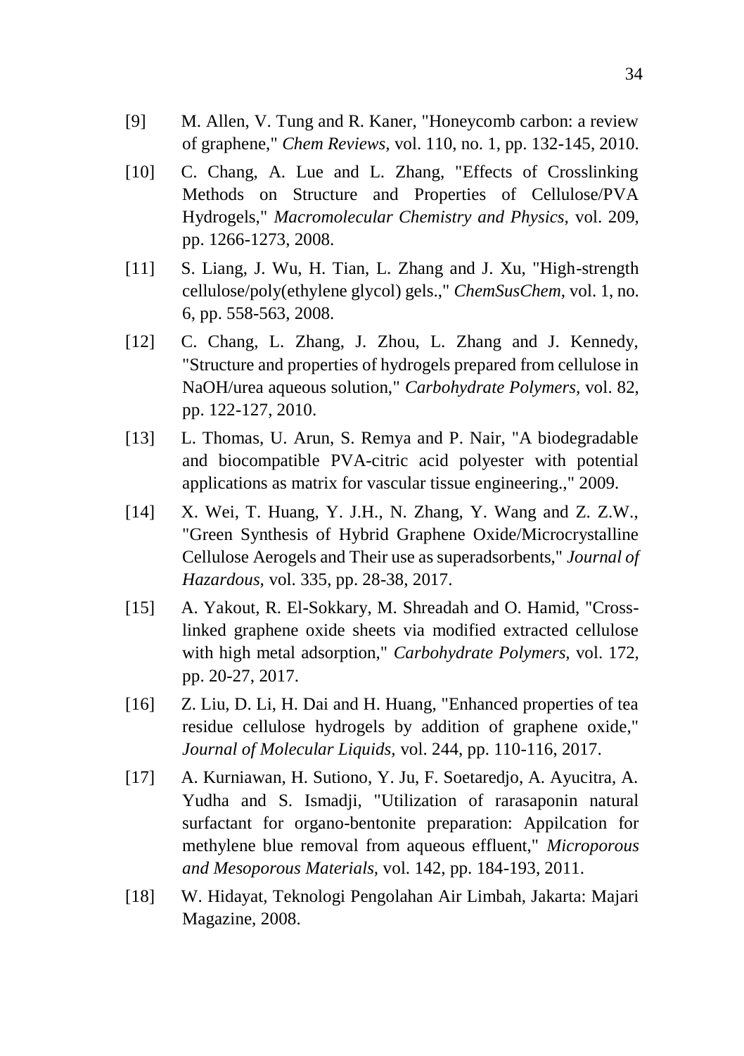[9] M. Allen, V. Tung and R. Kaner, "Honeycomb carbon: a review of graphene," *Chem Reviews,* vol. 110, no. 1, pp. 132-145, 2010.

[10] C. Chang, A. Lue and L. Zhang, "Effects of Crosslinking Methods on Structure and Properties of Cellulose/PVA Hydrogels," *Macromolecular Chemistry and Physics,* vol. 209, pp. 1266-1273, 2008.

[11] S. Liang, J. Wu, H. Tian, L. Zhang and J. Xu, "High-strength cellulose/poly(ethylene glycol) gels.," *ChemSusChem,* vol. 1, no. 6, pp. 558-563, 2008.

[12] C. Chang, L. Zhang, J. Zhou, L. Zhang and J. Kennedy, "Structure and properties of hydrogels prepared from cellulose in NaOH/urea aqueous solution," *Carbohydrate Polymers,* vol. 82, pp. 122-127, 2010.

[13] L. Thomas, U. Arun, S. Remya and P. Nair, "A biodegradable and biocompatible PVA-citric acid polyester with potential applications as matrix for vascular tissue engineering.," 2009.

[14] X. Wei, T. Huang, Y. J.H., N. Zhang, Y. Wang and Z. Z.W., "Green Synthesis of Hybrid Graphene Oxide/Microcrystalline Cellulose Aerogels and Their use as superadsorbents," *Journal of Hazardous,* vol. 335, pp. 28-38, 2017.

[15] A. Yakout, R. El-Sokkary, M. Shreadah and O. Hamid, "Cross-linked graphene oxide sheets via modified extracted cellulose with high metal adsorption," *Carbohydrate Polymers,* vol. 172, pp. 20-27, 2017.

[16] Z. Liu, D. Li, H. Dai and H. Huang, "Enhanced properties of tea residue cellulose hydrogels by addition of graphene oxide," *Journal of Molecular Liquids,* vol. 244, pp. 110-116, 2017.

[17] A. Kurniawan, H. Sutiono, Y. Ju, F. Soetaredjo, A. Ayucitra, A. Yudha and S. Ismadji, "Utilization of rarasaponin natural surfactant for organo-bentonite preparation: Appilcation for methylene blue removal from aqueous effluent," *Microporous and Mesoporous Materials,* vol. 142, pp. 184-193, 2011.

[18] W. Hidayat, Teknologi Pengolahan Air Limbah, Jakarta: Majari Magazine, 2008.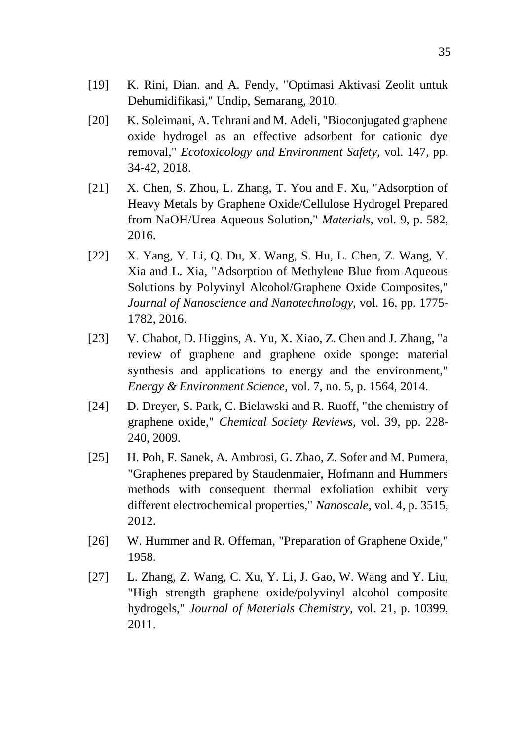[19] K. Rini, Dian. and A. Fendy, "Optimasi Aktivasi Zeolit untuk Dehumidifikasi," Undip, Semarang, 2010.

[20] K. Soleimani, A. Tehrani and M. Adeli, "Bioconjugated graphene oxide hydrogel as an effective adsorbent for cationic dye removal," *Ecotoxicology and Environment Safety,* vol. 147, pp. 34-42, 2018.

[21] X. Chen, S. Zhou, L. Zhang, T. You and F. Xu, "Adsorption of Heavy Metals by Graphene Oxide/Cellulose Hydrogel Prepared from NaOH/Urea Aqueous Solution," *Materials,* vol. 9, p. 582, 2016.

[22] X. Yang, Y. Li, Q. Du, X. Wang, S. Hu, L. Chen, Z. Wang, Y. Xia and L. Xia, "Adsorption of Methylene Blue from Aqueous Solutions by Polyvinyl Alcohol/Graphene Oxide Composites," *Journal of Nanoscience and Nanotechnology,* vol. 16, pp. 1775-1782, 2016.

[23] V. Chabot, D. Higgins, A. Yu, X. Xiao, Z. Chen and J. Zhang, "a review of graphene and graphene oxide sponge: material synthesis and applications to energy and the environment," *Energy & Environment Science,* vol. 7, no. 5, p. 1564, 2014.

[24] D. Dreyer, S. Park, C. Bielawski and R. Ruoff, "the chemistry of graphene oxide," *Chemical Society Reviews,* vol. 39, pp. 228-240, 2009.

[25] H. Poh, F. Sanek, A. Ambrosi, G. Zhao, Z. Sofer and M. Pumera, "Graphenes prepared by Staudenmaier, Hofmann and Hummers methods with consequent thermal exfoliation exhibit very different electrochemical properties," *Nanoscale,* vol. 4, p. 3515, 2012.

[26] W. Hummer and R. Offeman, "Preparation of Graphene Oxide," 1958.

[27] L. Zhang, Z. Wang, C. Xu, Y. Li, J. Gao, W. Wang and Y. Liu, "High strength graphene oxide/polyvinyl alcohol composite hydrogels," *Journal of Materials Chemistry,* vol. 21, p. 10399, 2011.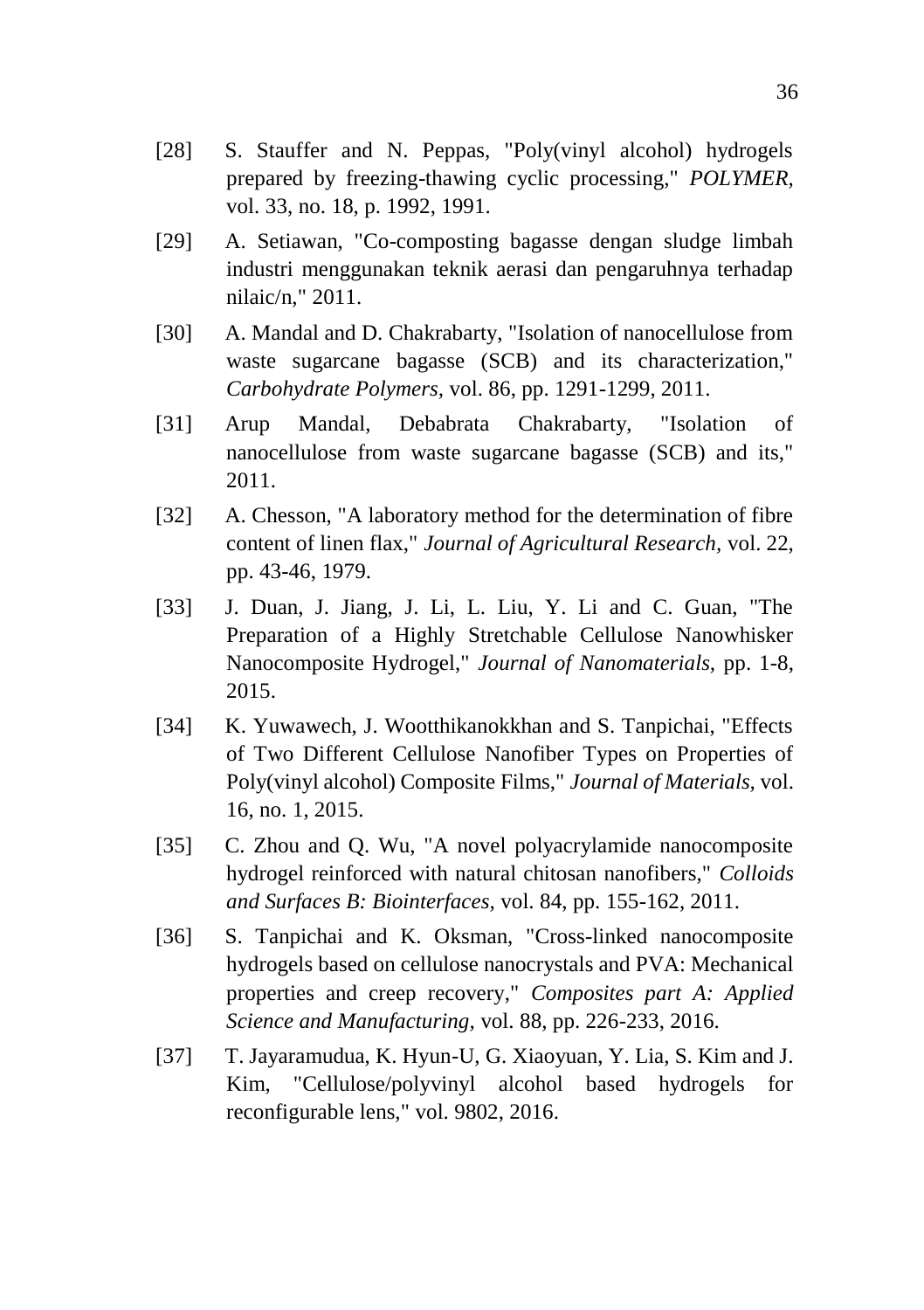[28] S. Stauffer and N. Peppas, "Poly(vinyl alcohol) hydrogels prepared by freezing-thawing cyclic processing," *POLYMER,* vol. 33, no. 18, p. 1992, 1991.

[29] A. Setiawan, "Co-composting bagasse dengan sludge limbah industri menggunakan teknik aerasi dan pengaruhnya terhadap nilaic/n," 2011.

[30] A. Mandal and D. Chakrabarty, "Isolation of nanocellulose from waste sugarcane bagasse (SCB) and its characterization," *Carbohydrate Polymers,* vol. 86, pp. 1291-1299, 2011.

[31] Arup Mandal, Debabrata Chakrabarty, "Isolation of nanocellulose from waste sugarcane bagasse (SCB) and its," 2011.

[32] A. Chesson, "A laboratory method for the determination of fibre content of linen flax," *Journal of Agricultural Research,* vol. 22, pp. 43-46, 1979.

[33] J. Duan, J. Jiang, J. Li, L. Liu, Y. Li and C. Guan, "The Preparation of a Highly Stretchable Cellulose Nanowhisker Nanocomposite Hydrogel," *Journal of Nanomaterials,* pp. 1-8, 2015.

[34] K. Yuwawech, J. Wootthikanokkhan and S. Tanpichai, "Effects of Two Different Cellulose Nanofiber Types on Properties of Poly(vinyl alcohol) Composite Films," *Journal of Materials,* vol. 16, no. 1, 2015.

[35] C. Zhou and Q. Wu, "A novel polyacrylamide nanocomposite hydrogel reinforced with natural chitosan nanofibers," *Colloids and Surfaces B: Biointerfaces,* vol. 84, pp. 155-162, 2011.

[36] S. Tanpichai and K. Oksman, "Cross-linked nanocomposite hydrogels based on cellulose nanocrystals and PVA: Mechanical properties and creep recovery," *Composites part A: Applied Science and Manufacturing,* vol. 88, pp. 226-233, 2016.

[37] T. Jayaramudua, K. Hyun-U, G. Xiaoyuan, Y. Lia, S. Kim and J. Kim, "Cellulose/polyvinyl alcohol based hydrogels for reconfigurable lens," vol. 9802, 2016.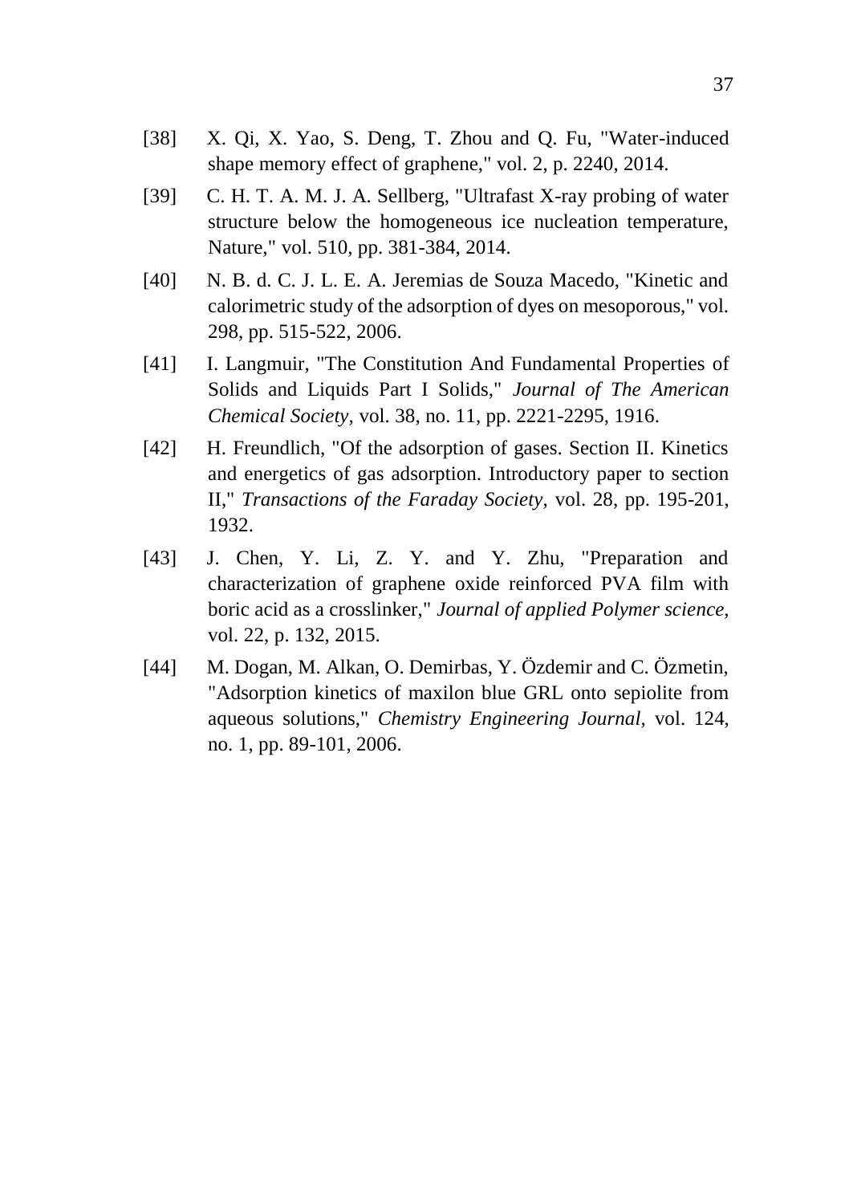[38] X. Qi, X. Yao, S. Deng, T. Zhou and Q. Fu, "Water-induced shape memory effect of graphene," vol. 2, p. 2240, 2014.

[39] C. H. T. A. M. J. A. Sellberg, "Ultrafast X-ray probing of water structure below the homogeneous ice nucleation temperature, Nature," vol. 510, pp. 381-384, 2014.

[40] N. B. d. C. J. L. E. A. Jeremias de Souza Macedo, "Kinetic and calorimetric study of the adsorption of dyes on mesoporous," vol. 298, pp. 515-522, 2006.

[41] I. Langmuir, "The Constitution And Fundamental Properties of Solids and Liquids Part I Solids," *Journal of The American Chemical Society,* vol. 38, no. 11, pp. 2221-2295, 1916.

[42] H. Freundlich, "Of the adsorption of gases. Section II. Kinetics and energetics of gas adsorption. Introductory paper to section II," *Transactions of the Faraday Society,* vol. 28, pp. 195-201, 1932.

[43] J. Chen, Y. Li, Z. Y. and Y. Zhu, "Preparation and characterization of graphene oxide reinforced PVA film with boric acid as a crosslinker," *Journal of applied Polymer science,* vol. 22, p. 132, 2015.

[44] M. Dogan, M. Alkan, O. Demirbas, Y. Özdemir and C. Özmetin, "Adsorption kinetics of maxilon blue GRL onto sepiolite from aqueous solutions," *Chemistry Engineering Journal,* vol. 124, no. 1, pp. 89-101, 2006.